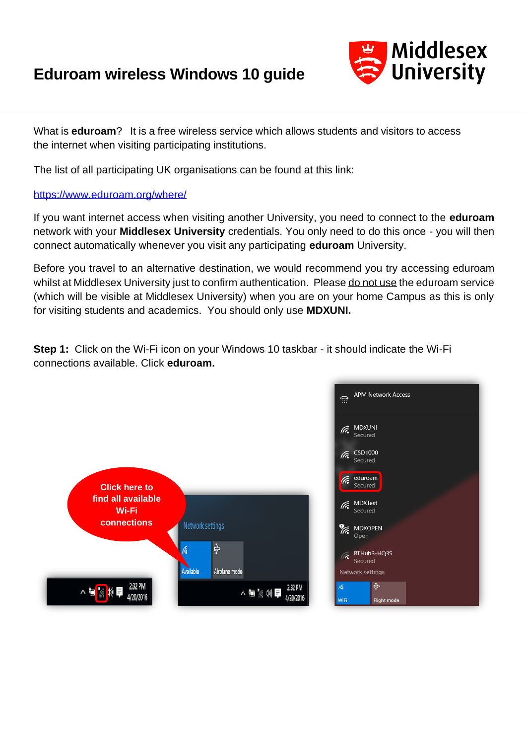# Eduroam wireless Windows 10 guide

What is **eduroam**? It is a free wireless service which allows students and visitors to access the internet when visiting participating institutions.

The list of all participating UK organisations can be found at this link:

https://www.eduroam.org/where/

If you want internet access when visiting another University, you need to connect to the **eduroam** network with your **Middlesex University** credentials. You only need to do this once - you will then connect automatically whenever you visit any participating **eduroam** University.

Before you travel to an alternative destination, we would recommend you try accessing eduroam whilst at Middlesex University just to confirm authentication. Please do not use the eduroam service (which will be visible at Middlesex University) when you are on your home Campus as this is only for visiting students and academics. You should only use **MDXUNI.**

**Step 1:** Click on the Wi-Fi icon on your Windows 10 taskbar - it should indicate the Wi-Fi connections available. Click **eduroam.**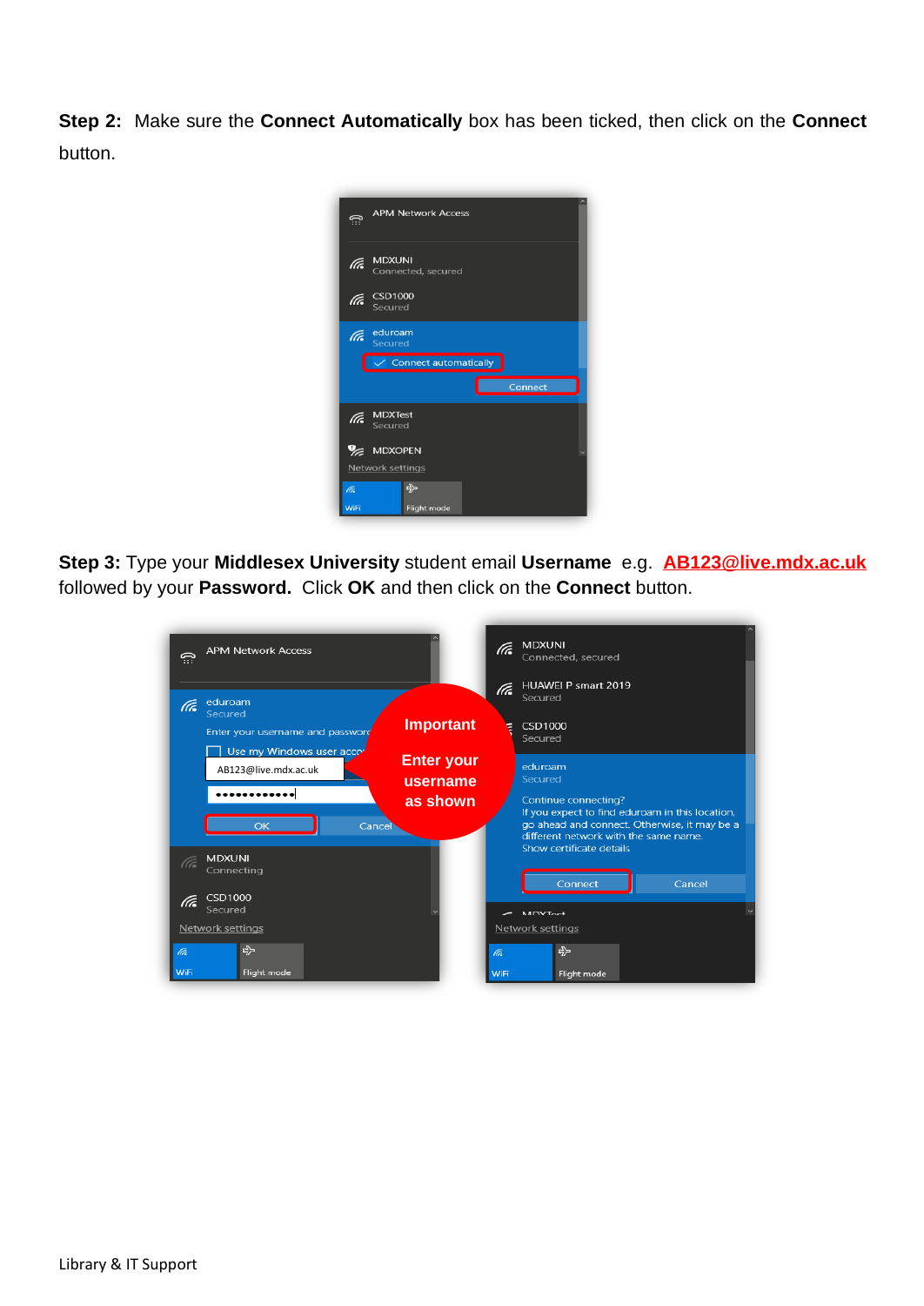**Step 2:** Make sure the **Connect Automatically** box has been ticked, then click on the **Connect** button.

**Step 3:** Type your **Middlesex University** student email **Username** e.g. **AB123@live.mdx.ac.uk** followed by your **Password.** Click **OK** and then click on the **Connect** button.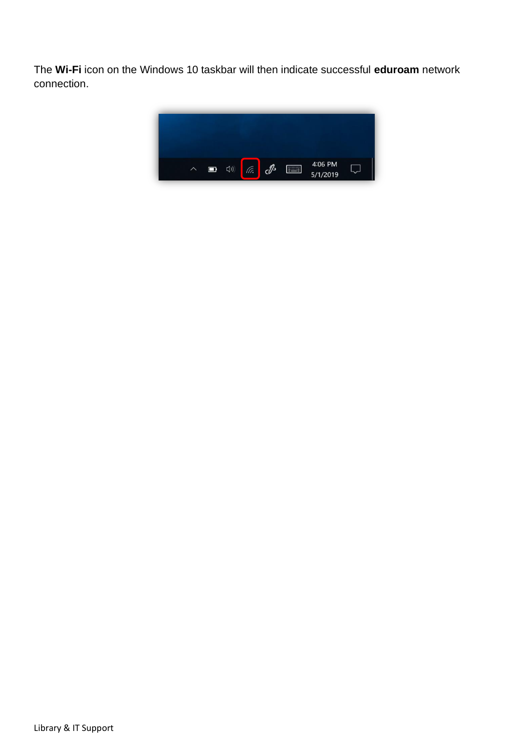The **Wi-Fi** icon on the Windows 10 taskbar will then indicate successful **eduroam** network connection.